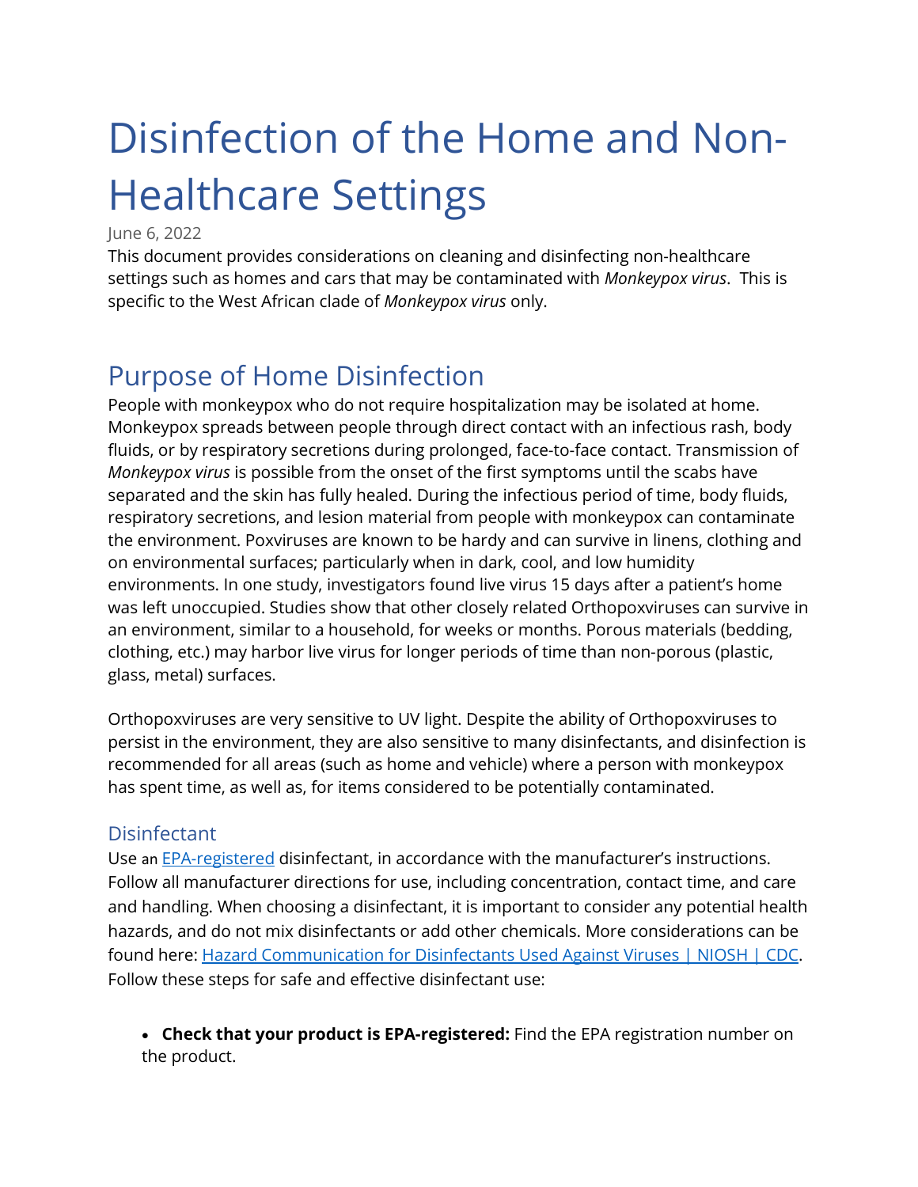# Disinfection of the Home and Non-Healthcare Settings

June 6, 2022

This document provides considerations on cleaning and disinfecting non-healthcare settings such as homes and cars that may be contaminated with *Monkeypox virus*. This is specific to the West African clade of *Monkeypox virus* only.

## Purpose of Home Disinfection

People with monkeypox who do not require hospitalization may be isolated at home. Monkeypox spreads between people through direct contact with an infectious rash, body fluids, or by respiratory secretions during prolonged, face-to-face contact. Transmission of *Monkeypox virus* is possible from the onset of the first symptoms until the scabs have separated and the skin has fully healed. During the infectious period of time, body fluids, respiratory secretions, and lesion material from people with monkeypox can contaminate the environment. Poxviruses are known to be hardy and can survive in linens, clothing and on environmental surfaces; particularly when in dark, cool, and low humidity environments. In one study, investigators found live virus 15 days after a patient's home was left unoccupied. Studies show that other closely related Orthopoxviruses can survive in an environment, similar to a household, for weeks or months. Porous materials (bedding, clothing, etc.) may harbor live virus for longer periods of time than non-porous (plastic, glass, metal) surfaces.

Orthopoxviruses are very sensitive to UV light. Despite the ability of Orthopoxviruses to persist in the environment, they are also sensitive to many disinfectants, and disinfection is recommended for all areas (such as home and vehicle) where a person with monkeypox has spent time, as well as, for items considered to be potentially contaminated.

### Disinfectant

Use an [EPA-registered](#) disinfectant, in accordance with the manufacturer's instructions. Follow all manufacturer directions for use, including concentration, contact time, and care and handling. When choosing a disinfectant, it is important to consider any potential health hazards, and do not mix disinfectants or add other chemicals. More considerations can be found here: [Hazard Communication for Disinfectants Used Against Viruses | NIOSH | CDC](#). Follow these steps for safe and effective disinfectant use:

- **Check that your product is EPA-registered:** Find the EPA registration number on the product.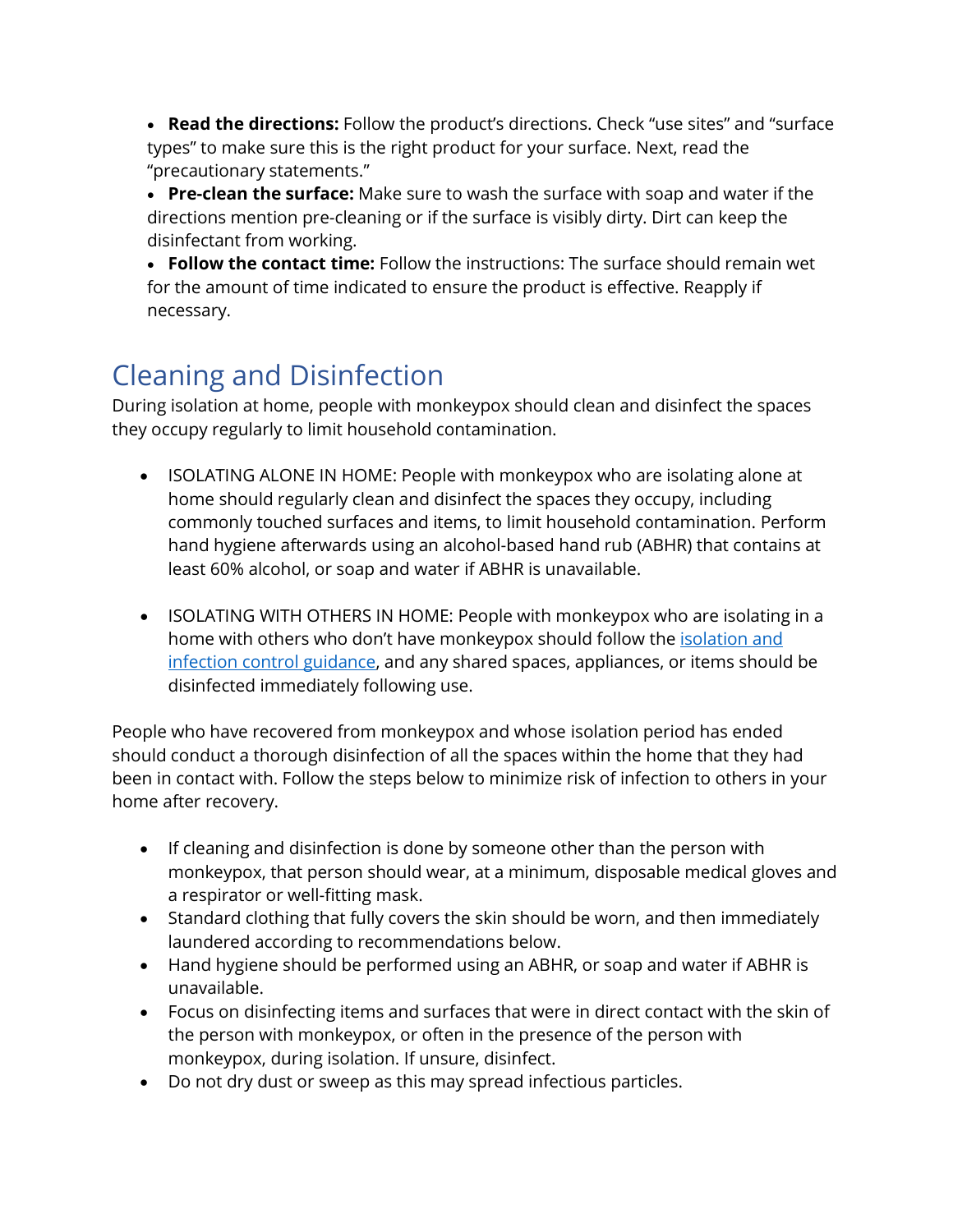- **Read the directions:** Follow the product's directions. Check "use sites" and "surface types" to make sure this is the right product for your surface. Next, read the "precautionary statements."
- **Pre-clean the surface:** Make sure to wash the surface with soap and water if the directions mention pre-cleaning or if the surface is visibly dirty. Dirt can keep the disinfectant from working.
- **Follow the contact time:** Follow the instructions: The surface should remain wet for the amount of time indicated to ensure the product is effective. Reapply if necessary.

## Cleaning and Disinfection

During isolation at home, people with monkeypox should clean and disinfect the spaces they occupy regularly to limit household contamination.

- ISOLATING ALONE IN HOME: People with monkeypox who are isolating alone at home should regularly clean and disinfect the spaces they occupy, including commonly touched surfaces and items, to limit household contamination. Perform hand hygiene afterwards using an alcohol-based hand rub (ABHR) that contains at least 60% alcohol, or soap and water if ABHR is unavailable.

- ISOLATING WITH OTHERS IN HOME: People with monkeypox who are isolating in a home with others who don't have monkeypox should follow the [isolation and infection control guidance](), and any shared spaces, appliances, or items should be disinfected immediately following use.

People who have recovered from monkeypox and whose isolation period has ended should conduct a thorough disinfection of all the spaces within the home that they had been in contact with. Follow the steps below to minimize risk of infection to others in your home after recovery.

- If cleaning and disinfection is done by someone other than the person with monkeypox, that person should wear, at a minimum, disposable medical gloves and a respirator or well-fitting mask.
- Standard clothing that fully covers the skin should be worn, and then immediately laundered according to recommendations below.
- Hand hygiene should be performed using an ABHR, or soap and water if ABHR is unavailable.
- Focus on disinfecting items and surfaces that were in direct contact with the skin of the person with monkeypox, or often in the presence of the person with monkeypox, during isolation. If unsure, disinfect.
- Do not dry dust or sweep as this may spread infectious particles.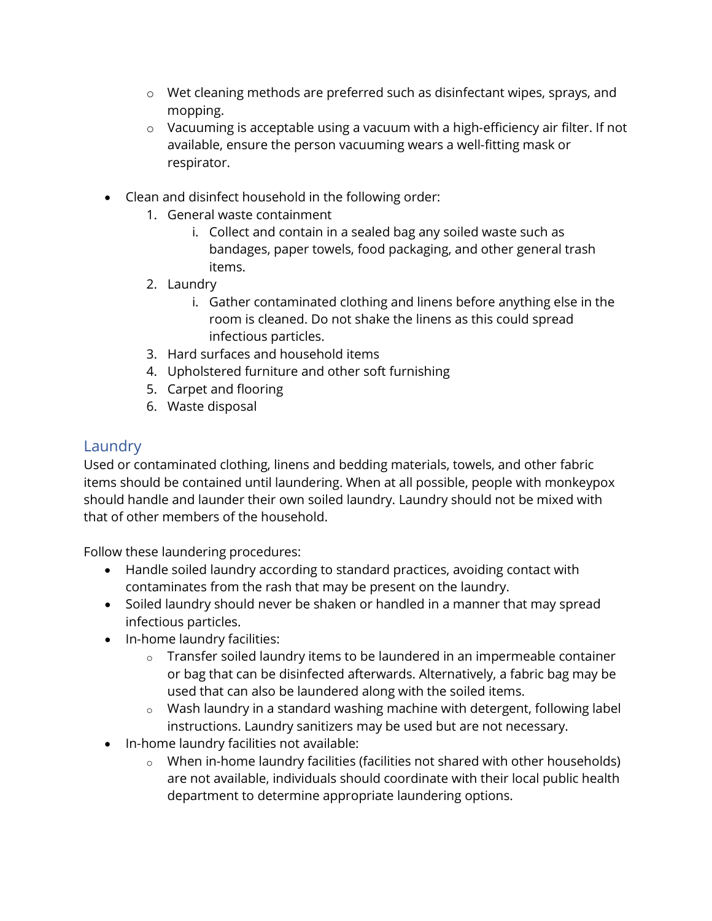- Wet cleaning methods are preferred such as disinfectant wipes, sprays, and mopping.
    - Vacuuming is acceptable using a vacuum with a high-efficiency air filter. If not available, ensure the person vacuuming wears a well-fitting mask or respirator.

- Clean and disinfect household in the following order:
    1. General waste containment
        i. Collect and contain in a sealed bag any soiled waste such as bandages, paper towels, food packaging, and other general trash items.
    2. Laundry
        i. Gather contaminated clothing and linens before anything else in the room is cleaned. Do not shake the linens as this could spread infectious particles.
    3. Hard surfaces and household items
    4. Upholstered furniture and other soft furnishing
    5. Carpet and flooring
    6. Waste disposal

## Laundry

Used or contaminated clothing, linens and bedding materials, towels, and other fabric items should be contained until laundering. When at all possible, people with monkeypox should handle and launder their own soiled laundry. Laundry should not be mixed with that of other members of the household.

Follow these laundering procedures:

- Handle soiled laundry according to standard practices, avoiding contact with contaminates from the rash that may be present on the laundry.
- Soiled laundry should never be shaken or handled in a manner that may spread infectious particles.
- In-home laundry facilities:
    - Transfer soiled laundry items to be laundered in an impermeable container or bag that can be disinfected afterwards. Alternatively, a fabric bag may be used that can also be laundered along with the soiled items.
    - Wash laundry in a standard washing machine with detergent, following label instructions. Laundry sanitizers may be used but are not necessary.
- In-home laundry facilities not available:
    - When in-home laundry facilities (facilities not shared with other households) are not available, individuals should coordinate with their local public health department to determine appropriate laundering options.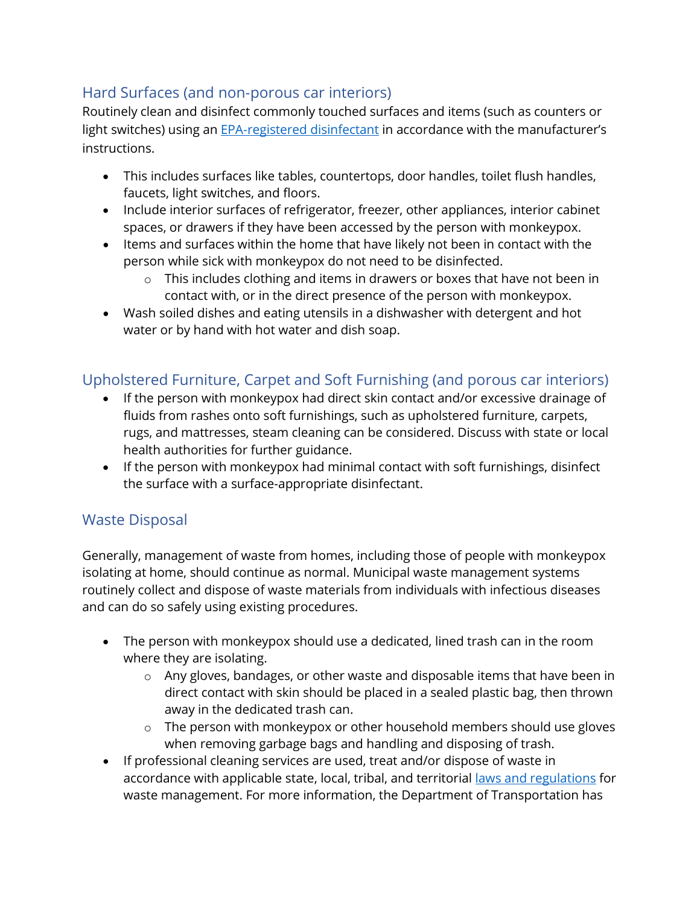## Hard Surfaces (and non-porous car interiors)

Routinely clean and disinfect commonly touched surfaces and items (such as counters or light switches) using an [EPA-registered disinfectant]() in accordance with the manufacturer's instructions.

- This includes surfaces like tables, countertops, door handles, toilet flush handles, faucets, light switches, and floors.
- Include interior surfaces of refrigerator, freezer, other appliances, interior cabinet spaces, or drawers if they have been accessed by the person with monkeypox.
- Items and surfaces within the home that have likely not been in contact with the person while sick with monkeypox do not need to be disinfected.
  - This includes clothing and items in drawers or boxes that have not been in contact with, or in the direct presence of the person with monkeypox.
- Wash soiled dishes and eating utensils in a dishwasher with detergent and hot water or by hand with hot water and dish soap.

## Upholstered Furniture, Carpet and Soft Furnishing (and porous car interiors)

- If the person with monkeypox had direct skin contact and/or excessive drainage of fluids from rashes onto soft furnishings, such as upholstered furniture, carpets, rugs, and mattresses, steam cleaning can be considered. Discuss with state or local health authorities for further guidance.
- If the person with monkeypox had minimal contact with soft furnishings, disinfect the surface with a surface-appropriate disinfectant.

## Waste Disposal

Generally, management of waste from homes, including those of people with monkeypox isolating at home, should continue as normal. Municipal waste management systems routinely collect and dispose of waste materials from individuals with infectious diseases and can do so safely using existing procedures.

- The person with monkeypox should use a dedicated, lined trash can in the room where they are isolating.
  - Any gloves, bandages, or other waste and disposable items that have been in direct contact with skin should be placed in a sealed plastic bag, then thrown away in the dedicated trash can.
  - The person with monkeypox or other household members should use gloves when removing garbage bags and handling and disposing of trash.
- If professional cleaning services are used, treat and/or dispose of waste in accordance with applicable state, local, tribal, and territorial [laws and regulations]() for waste management. For more information, the Department of Transportation has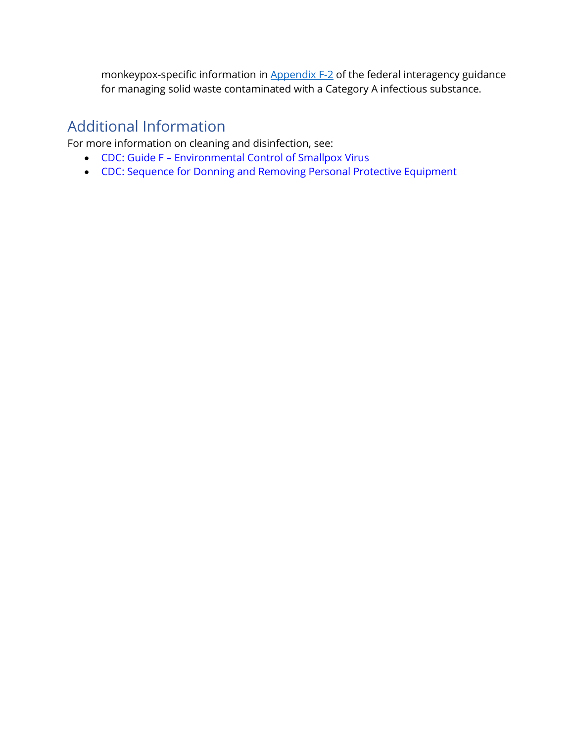monkeypox-specific information in Appendix F-2 of the federal interagency guidance for managing solid waste contaminated with a Category A infectious substance.

## Additional Information

For more information on cleaning and disinfection, see:

- CDC: Guide F – Environmental Control of Smallpox Virus
- CDC: Sequence for Donning and Removing Personal Protective Equipment